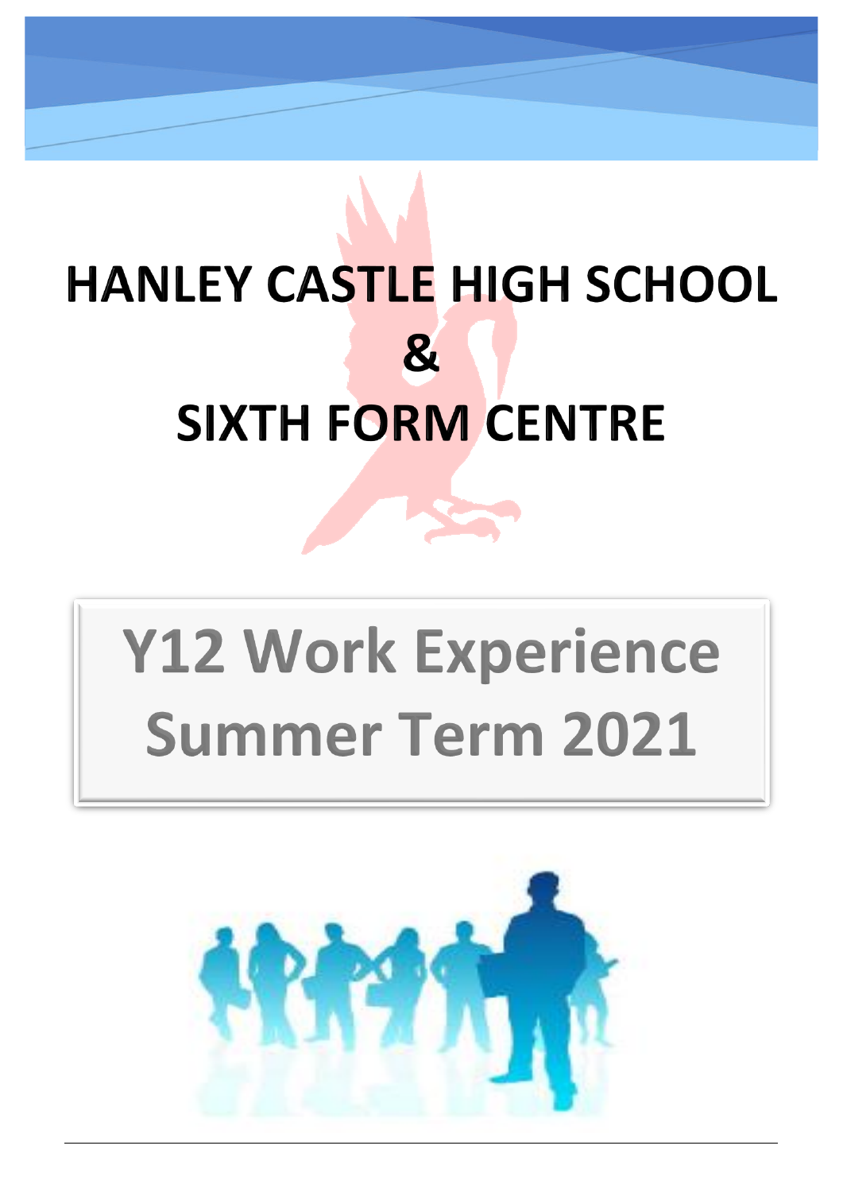# HANLEY CASTLE HIGH SCHOOL
# &
# SIXTH FORM CENTRE

## Y12 Work Experience
## Summer Term 2021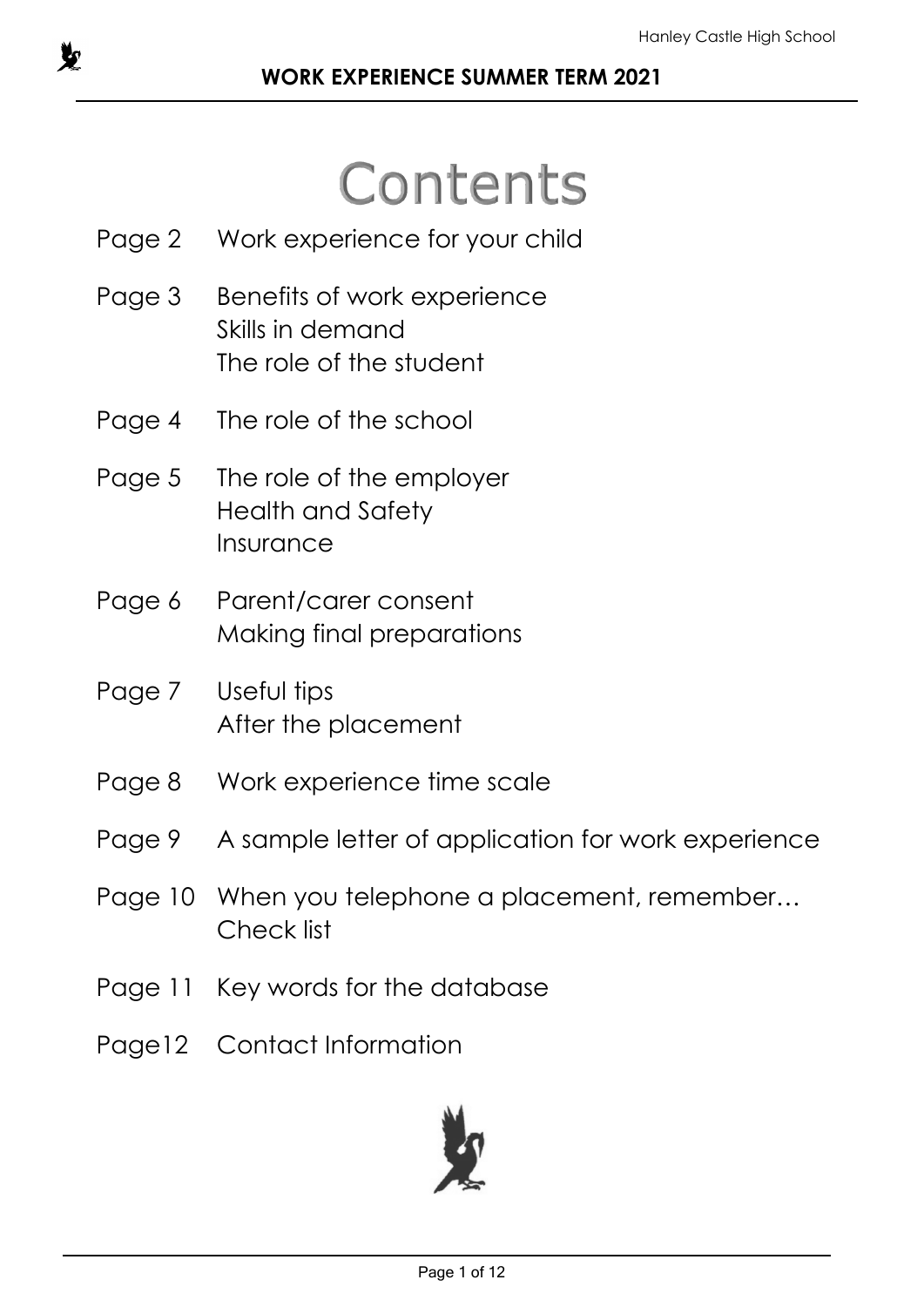**WORK EXPERIENCE SUMMER TERM 2021**

# Contents

| | |
|---|---|
| Page 2 | Work experience for your child |
| Page 3 | Benefits of work experience<br>Skills in demand<br>The role of the student |
| Page 4 | The role of the school |
| Page 5 | The role of the employer<br>Health and Safety<br>Insurance |
| Page 6 | Parent/carer consent<br>Making final preparations |
| Page 7 | Useful tips<br>After the placement |
| Page 8 | Work experience time scale |
| Page 9 | A sample letter of application for work experience |
| Page 10 | When you telephone a placement, remember…<br>Check list |
| Page 11 | Key words for the database |
| Page12 | Contact Information |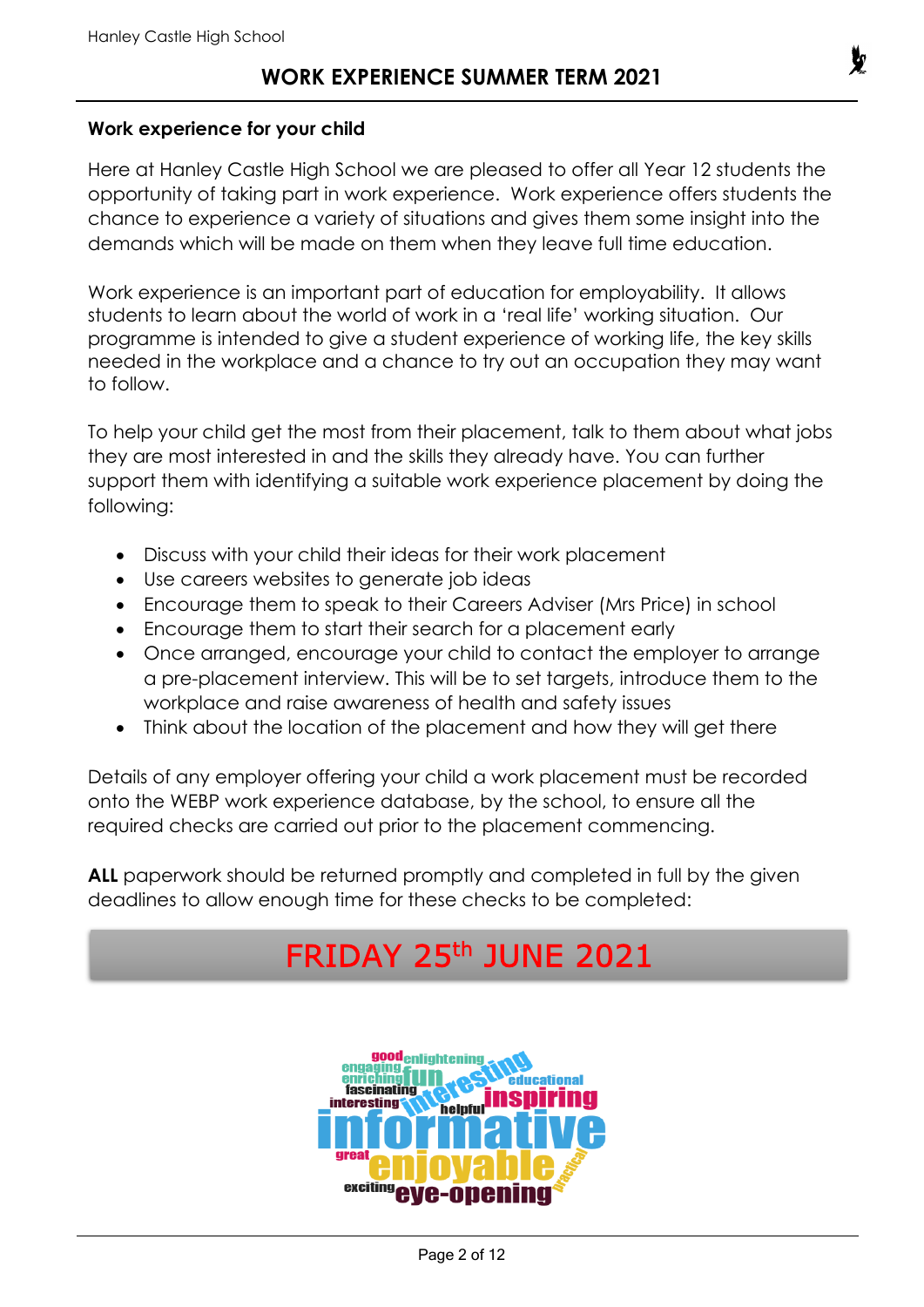## WORK EXPERIENCE SUMMER TERM 2021

### Work experience for your child

Here at Hanley Castle High School we are pleased to offer all Year 12 students the opportunity of taking part in work experience. Work experience offers students the chance to experience a variety of situations and gives them some insight into the demands which will be made on them when they leave full time education.

Work experience is an important part of education for employability. It allows students to learn about the world of work in a 'real life' working situation. Our programme is intended to give a student experience of working life, the key skills needed in the workplace and a chance to try out an occupation they may want to follow.

To help your child get the most from their placement, talk to them about what jobs they are most interested in and the skills they already have. You can further support them with identifying a suitable work experience placement by doing the following:

- Discuss with your child their ideas for their work placement
- Use careers websites to generate job ideas
- Encourage them to speak to their Careers Adviser (Mrs Price) in school
- Encourage them to start their search for a placement early
- Once arranged, encourage your child to contact the employer to arrange a pre-placement interview. This will be to set targets, introduce them to the workplace and raise awareness of health and safety issues
- Think about the location of the placement and how they will get there

Details of any employer offering your child a work placement must be recorded onto the WEBP work experience database, by the school, to ensure all the required checks are carried out prior to the placement commencing.

**ALL** paperwork should be returned promptly and completed in full by the given deadlines to allow enough time for these checks to be completed:

**FRIDAY 25th JUNE 2021**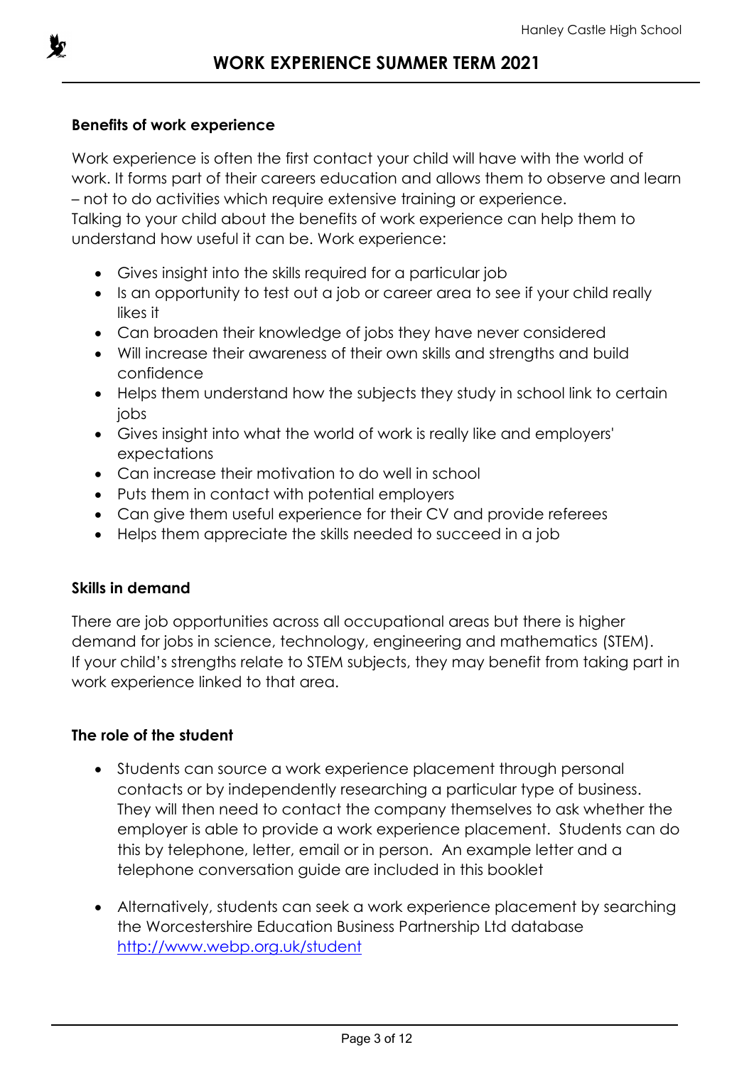## WORK EXPERIENCE SUMMER TERM 2021

### Benefits of work experience

Work experience is often the first contact your child will have with the world of work. It forms part of their careers education and allows them to observe and learn – not to do activities which require extensive training or experience.
Talking to your child about the benefits of work experience can help them to understand how useful it can be. Work experience:

- Gives insight into the skills required for a particular job
- Is an opportunity to test out a job or career area to see if your child really likes it
- Can broaden their knowledge of jobs they have never considered
- Will increase their awareness of their own skills and strengths and build confidence
- Helps them understand how the subjects they study in school link to certain jobs
- Gives insight into what the world of work is really like and employers' expectations
- Can increase their motivation to do well in school
- Puts them in contact with potential employers
- Can give them useful experience for their CV and provide referees
- Helps them appreciate the skills needed to succeed in a job

### Skills in demand

There are job opportunities across all occupational areas but there is higher demand for jobs in science, technology, engineering and mathematics (STEM).
If your child's strengths relate to STEM subjects, they may benefit from taking part in work experience linked to that area.

### The role of the student

- Students can source a work experience placement through personal contacts or by independently researching a particular type of business. They will then need to contact the company themselves to ask whether the employer is able to provide a work experience placement. Students can do this by telephone, letter, email or in person. An example letter and a telephone conversation guide are included in this booklet

- Alternatively, students can seek a work experience placement by searching the Worcestershire Education Business Partnership Ltd database http://www.webp.org.uk/student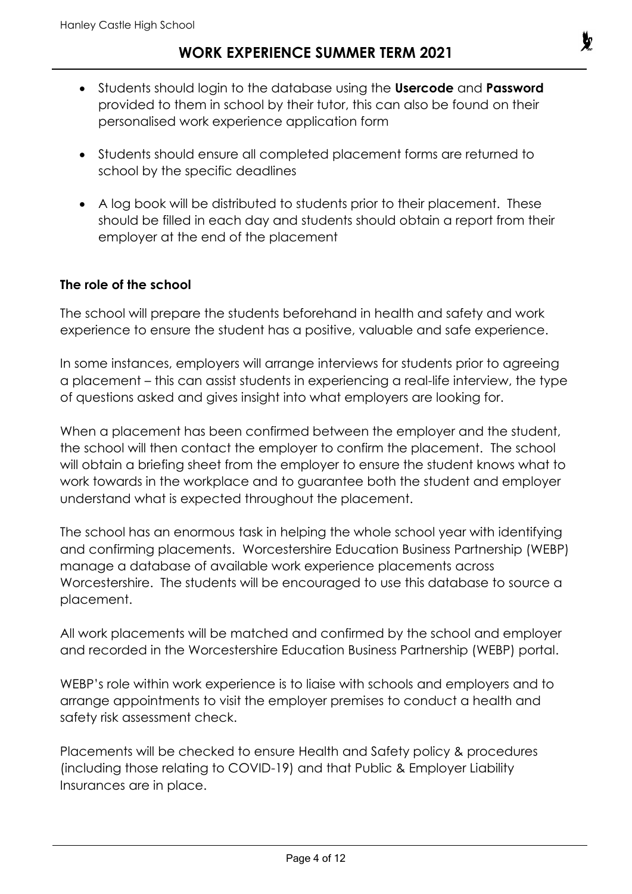- Students should login to the database using the **Usercode** and **Password** provided to them in school by their tutor, this can also be found on their personalised work experience application form
- Students should ensure all completed placement forms are returned to school by the specific deadlines
- A log book will be distributed to students prior to their placement. These should be filled in each day and students should obtain a report from their employer at the end of the placement

**The role of the school**

The school will prepare the students beforehand in health and safety and work experience to ensure the student has a positive, valuable and safe experience.

In some instances, employers will arrange interviews for students prior to agreeing a placement – this can assist students in experiencing a real-life interview, the type of questions asked and gives insight into what employers are looking for.

When a placement has been confirmed between the employer and the student, the school will then contact the employer to confirm the placement. The school will obtain a briefing sheet from the employer to ensure the student knows what to work towards in the workplace and to guarantee both the student and employer understand what is expected throughout the placement.

The school has an enormous task in helping the whole school year with identifying and confirming placements. Worcestershire Education Business Partnership (WEBP) manage a database of available work experience placements across Worcestershire. The students will be encouraged to use this database to source a placement.

All work placements will be matched and confirmed by the school and employer and recorded in the Worcestershire Education Business Partnership (WEBP) portal.

WEBP's role within work experience is to liaise with schools and employers and to arrange appointments to visit the employer premises to conduct a health and safety risk assessment check.

Placements will be checked to ensure Health and Safety policy & procedures (including those relating to COVID-19) and that Public & Employer Liability Insurances are in place.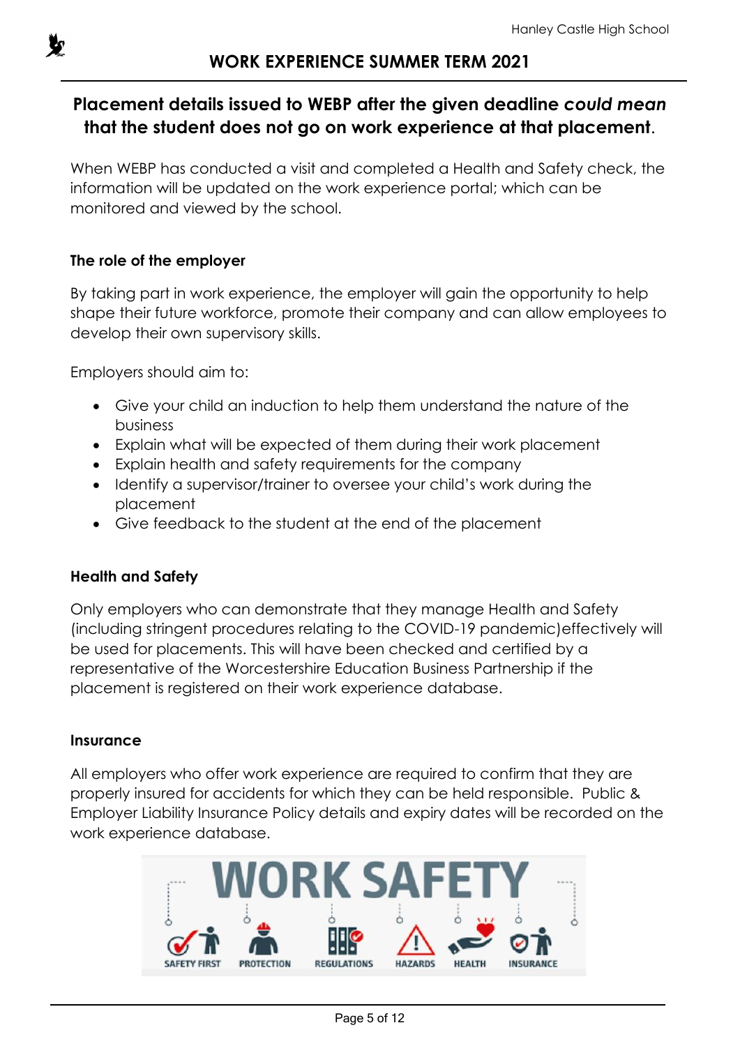**Placement details issued to WEBP after the given deadline *could mean* that the student does not go on work experience at that placement.**

When WEBP has conducted a visit and completed a Health and Safety check, the information will be updated on the work experience portal; which can be monitored and viewed by the school.

### The role of the employer

By taking part in work experience, the employer will gain the opportunity to help shape their future workforce, promote their company and can allow employees to develop their own supervisory skills.

Employers should aim to:

- Give your child an induction to help them understand the nature of the business
- Explain what will be expected of them during their work placement
- Explain health and safety requirements for the company
- Identify a supervisor/trainer to oversee your child's work during the placement
- Give feedback to the student at the end of the placement

### Health and Safety

Only employers who can demonstrate that they manage Health and Safety (including stringent procedures relating to the COVID-19 pandemic)effectively will be used for placements. This will have been checked and certified by a representative of the Worcestershire Education Business Partnership if the placement is registered on their work experience database.

### Insurance

All employers who offer work experience are required to confirm that they are properly insured for accidents for which they can be held responsible. Public & Employer Liability Insurance Policy details and expiry dates will be recorded on the work experience database.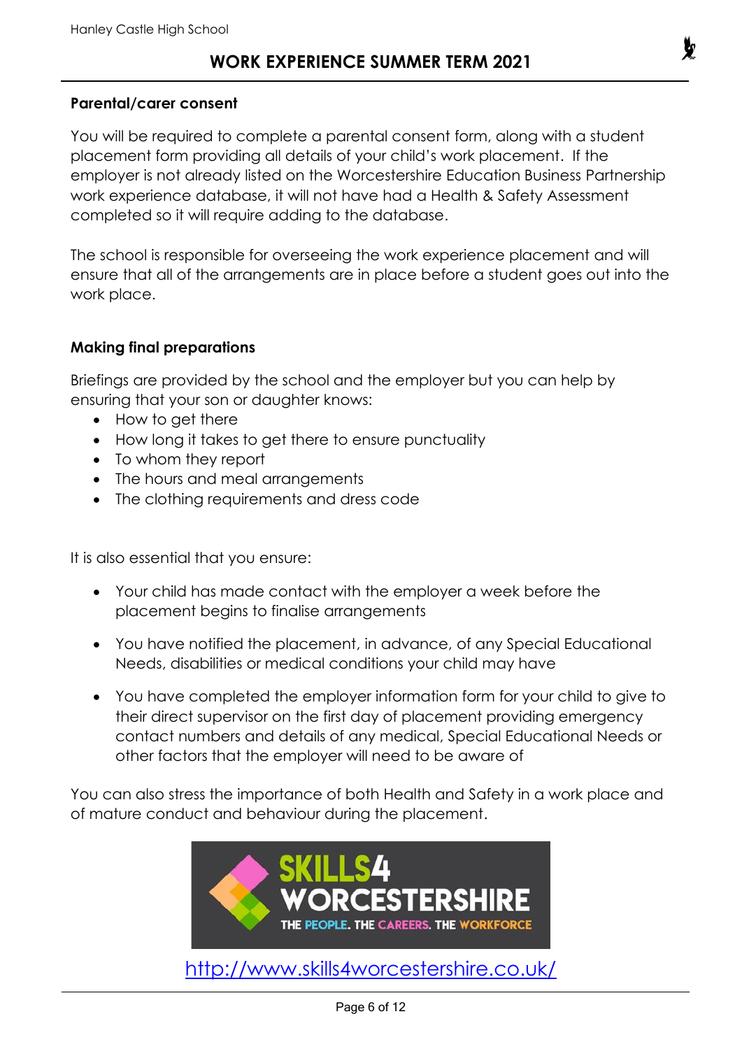## Parental/carer consent

You will be required to complete a parental consent form, along with a student placement form providing all details of your child's work placement. If the employer is not already listed on the Worcestershire Education Business Partnership work experience database, it will not have had a Health & Safety Assessment completed so it will require adding to the database.

The school is responsible for overseeing the work experience placement and will ensure that all of the arrangements are in place before a student goes out into the work place.

## Making final preparations

Briefings are provided by the school and the employer but you can help by ensuring that your son or daughter knows:

- How to get there
- How long it takes to get there to ensure punctuality
- To whom they report
- The hours and meal arrangements
- The clothing requirements and dress code

It is also essential that you ensure:

- Your child has made contact with the employer a week before the placement begins to finalise arrangements
- You have notified the placement, in advance, of any Special Educational Needs, disabilities or medical conditions your child may have
- You have completed the employer information form for your child to give to their direct supervisor on the first day of placement providing emergency contact numbers and details of any medical, Special Educational Needs or other factors that the employer will need to be aware of

You can also stress the importance of both Health and Safety in a work place and of mature conduct and behaviour during the placement.

SKILLS4 WORCESTERSHIRE
THE PEOPLE. THE CAREERS. THE WORKFORCE

http://www.skills4worcestershire.co.uk/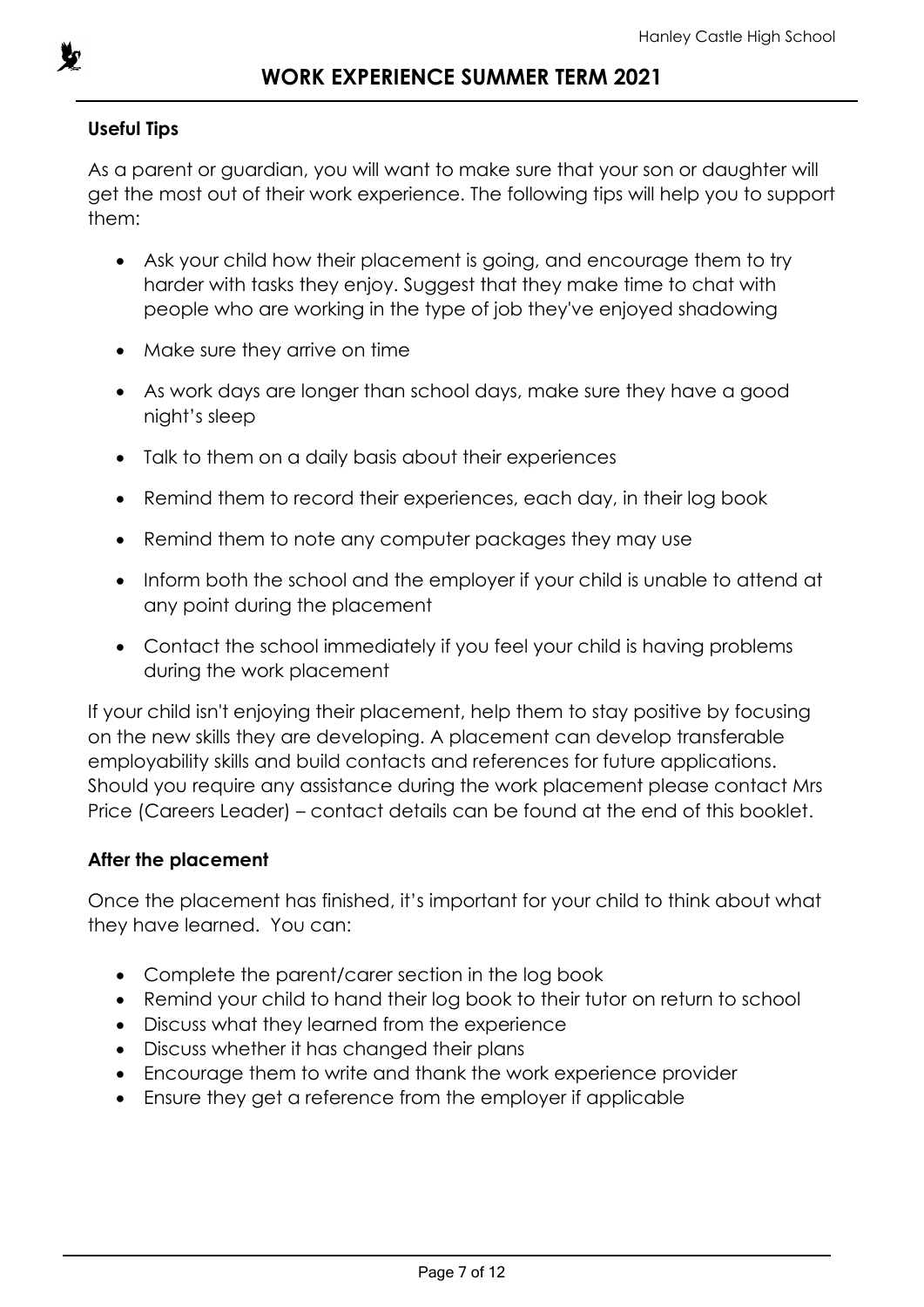### Useful Tips

As a parent or guardian, you will want to make sure that your son or daughter will get the most out of their work experience. The following tips will help you to support them:

- Ask your child how their placement is going, and encourage them to try harder with tasks they enjoy. Suggest that they make time to chat with people who are working in the type of job they've enjoyed shadowing
- Make sure they arrive on time
- As work days are longer than school days, make sure they have a good night's sleep
- Talk to them on a daily basis about their experiences
- Remind them to record their experiences, each day, in their log book
- Remind them to note any computer packages they may use
- Inform both the school and the employer if your child is unable to attend at any point during the placement
- Contact the school immediately if you feel your child is having problems during the work placement

If your child isn't enjoying their placement, help them to stay positive by focusing on the new skills they are developing. A placement can develop transferable employability skills and build contacts and references for future applications. Should you require any assistance during the work placement please contact Mrs Price (Careers Leader) – contact details can be found at the end of this booklet.

### After the placement

Once the placement has finished, it's important for your child to think about what they have learned. You can:

- Complete the parent/carer section in the log book
- Remind your child to hand their log book to their tutor on return to school
- Discuss what they learned from the experience
- Discuss whether it has changed their plans
- Encourage them to write and thank the work experience provider
- Ensure they get a reference from the employer if applicable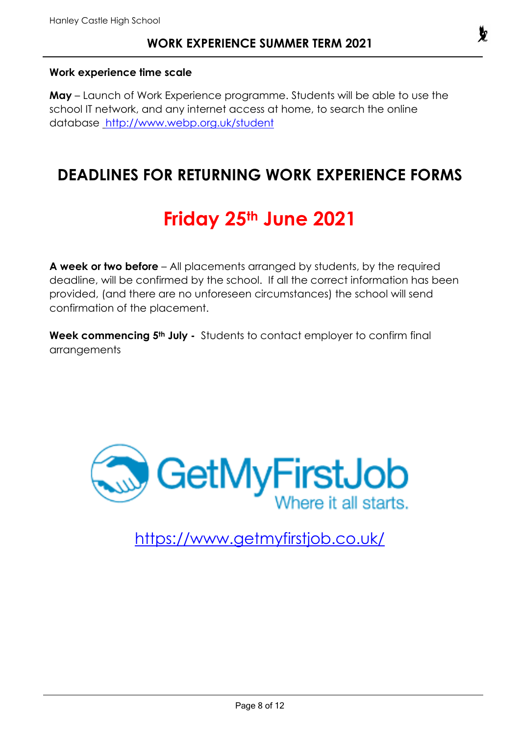**Work experience time scale**

**May** – Launch of Work Experience programme. Students will be able to use the school IT network, and any internet access at home, to search the online database http://www.webp.org.uk/student

# DEADLINES FOR RETURNING WORK EXPERIENCE FORMS

# Friday 25th June 2021

**A week or two before** – All placements arranged by students, by the required deadline, will be confirmed by the school. If all the correct information has been provided, (and there are no unforeseen circumstances) the school will send confirmation of the placement.

**Week commencing 5th July -** Students to contact employer to confirm final arrangements

GetMyFirstJob
Where it all starts.

https://www.getmyfirstjob.co.uk/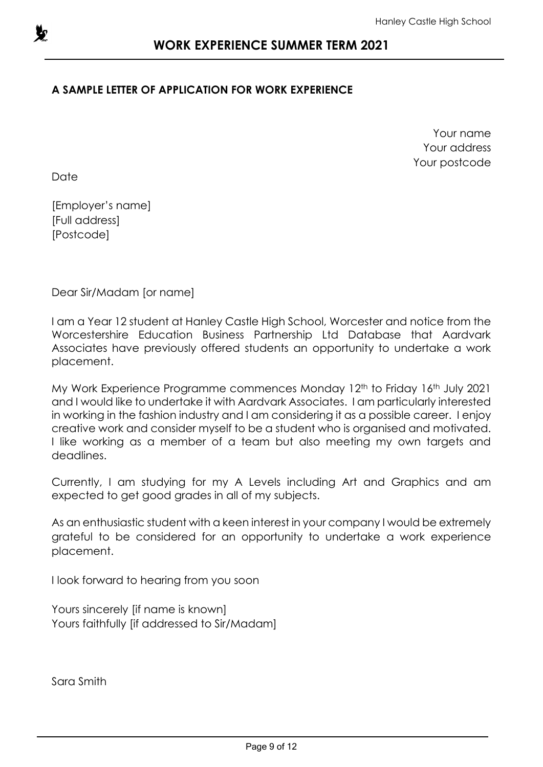## WORK EXPERIENCE SUMMER TERM 2021

### A SAMPLE LETTER OF APPLICATION FOR WORK EXPERIENCE

Your name
Your address
Your postcode

Date

[Employer's name]
[Full address]
[Postcode]

Dear Sir/Madam [or name]

I am a Year 12 student at Hanley Castle High School, Worcester and notice from the Worcestershire Education Business Partnership Ltd Database that Aardvark Associates have previously offered students an opportunity to undertake a work placement.

My Work Experience Programme commences Monday 12th to Friday 16th July 2021 and I would like to undertake it with Aardvark Associates. I am particularly interested in working in the fashion industry and I am considering it as a possible career. I enjoy creative work and consider myself to be a student who is organised and motivated. I like working as a member of a team but also meeting my own targets and deadlines.

Currently, I am studying for my A Levels including Art and Graphics and am expected to get good grades in all of my subjects.

As an enthusiastic student with a keen interest in your company I would be extremely grateful to be considered for an opportunity to undertake a work experience placement.

I look forward to hearing from you soon

Yours sincerely [if name is known]
Yours faithfully [if addressed to Sir/Madam]

Sara Smith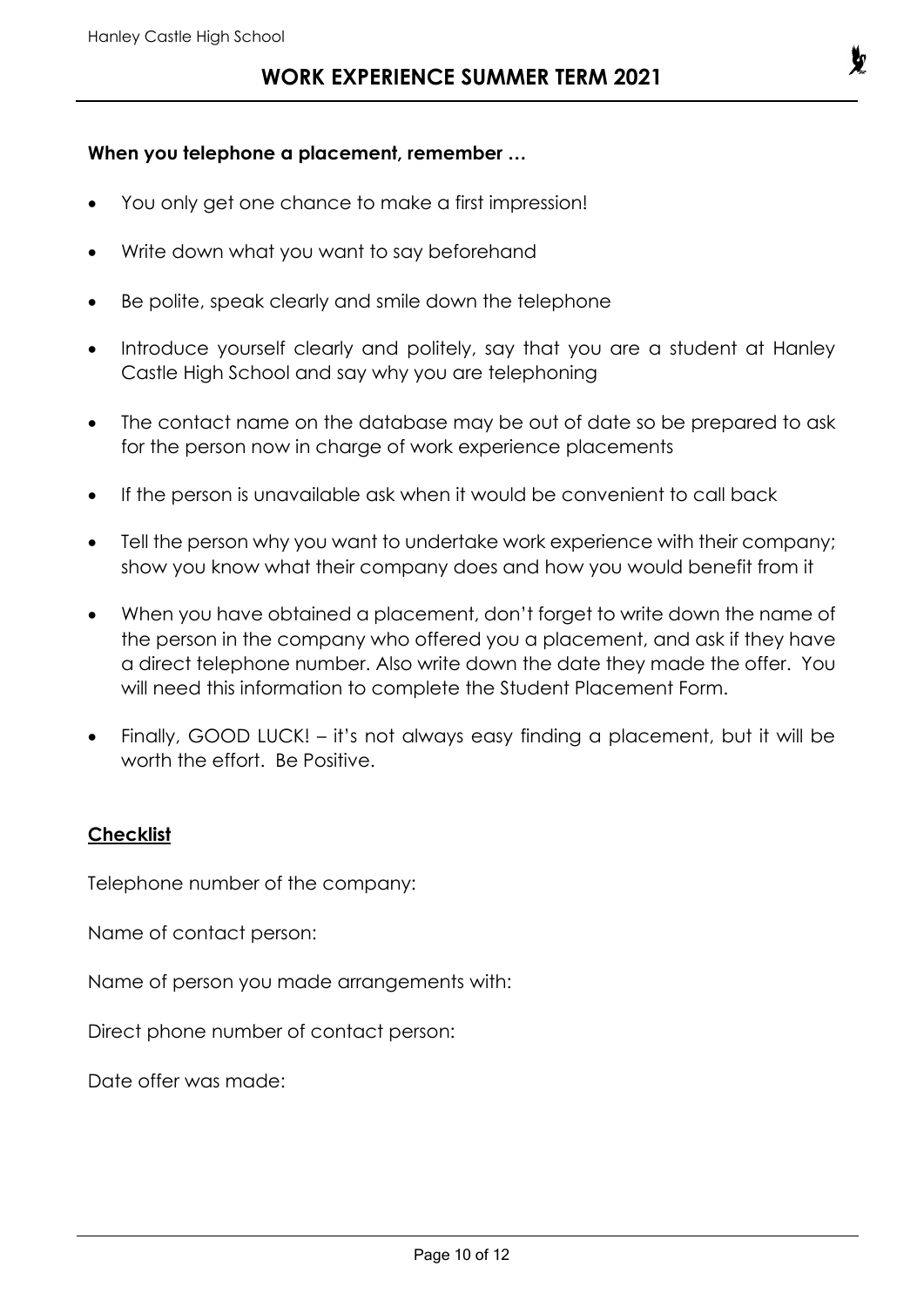**When you telephone a placement, remember …**

- You only get one chance to make a first impression!
- Write down what you want to say beforehand
- Be polite, speak clearly and smile down the telephone
- Introduce yourself clearly and politely, say that you are a student at Hanley Castle High School and say why you are telephoning
- The contact name on the database may be out of date so be prepared to ask for the person now in charge of work experience placements
- If the person is unavailable ask when it would be convenient to call back
- Tell the person why you want to undertake work experience with their company; show you know what their company does and how you would benefit from it
- When you have obtained a placement, don't forget to write down the name of the person in the company who offered you a placement, and ask if they have a direct telephone number. Also write down the date they made the offer. You will need this information to complete the Student Placement Form.
- Finally, GOOD LUCK! – it's not always easy finding a placement, but it will be worth the effort. Be Positive.

**Checklist**

Telephone number of the company:

Name of contact person:

Name of person you made arrangements with:

Direct phone number of contact person:

Date offer was made: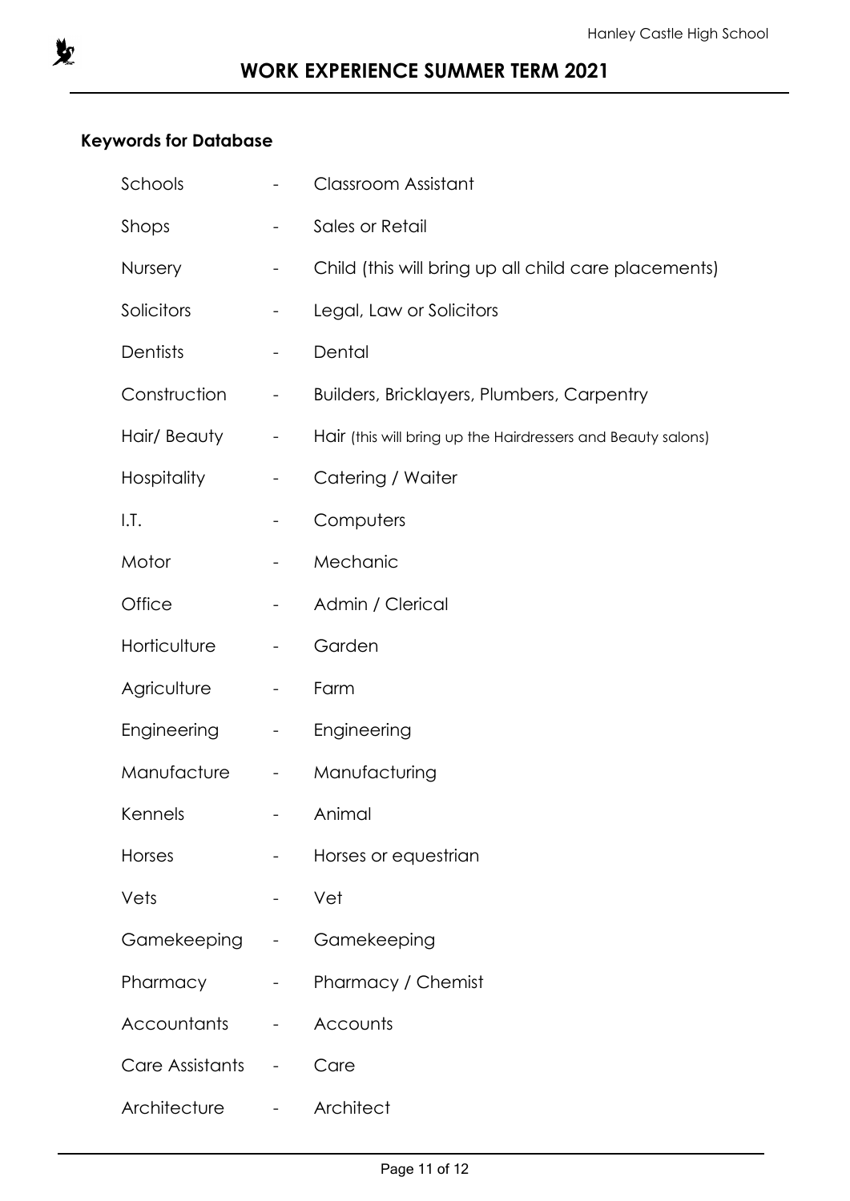## WORK EXPERIENCE SUMMER TERM 2021

### Keywords for Database

| | | |
|---|---|---|
| Schools | - | Classroom Assistant |
| Shops | - | Sales or Retail |
| Nursery | - | Child (this will bring up all child care placements) |
| Solicitors | - | Legal, Law or Solicitors |
| Dentists | - | Dental |
| Construction | - | Builders, Bricklayers, Plumbers, Carpentry |
| Hair/ Beauty | - | Hair (this will bring up the Hairdressers and Beauty salons) |
| Hospitality | - | Catering / Waiter |
| I.T. | - | Computers |
| Motor | - | Mechanic |
| Office | - | Admin / Clerical |
| Horticulture | - | Garden |
| Agriculture | - | Farm |
| Engineering | - | Engineering |
| Manufacture | - | Manufacturing |
| Kennels | - | Animal |
| Horses | - | Horses or equestrian |
| Vets | - | Vet |
| Gamekeeping | - | Gamekeeping |
| Pharmacy | - | Pharmacy / Chemist |
| Accountants | - | Accounts |
| Care Assistants | - | Care |
| Architecture | - | Architect |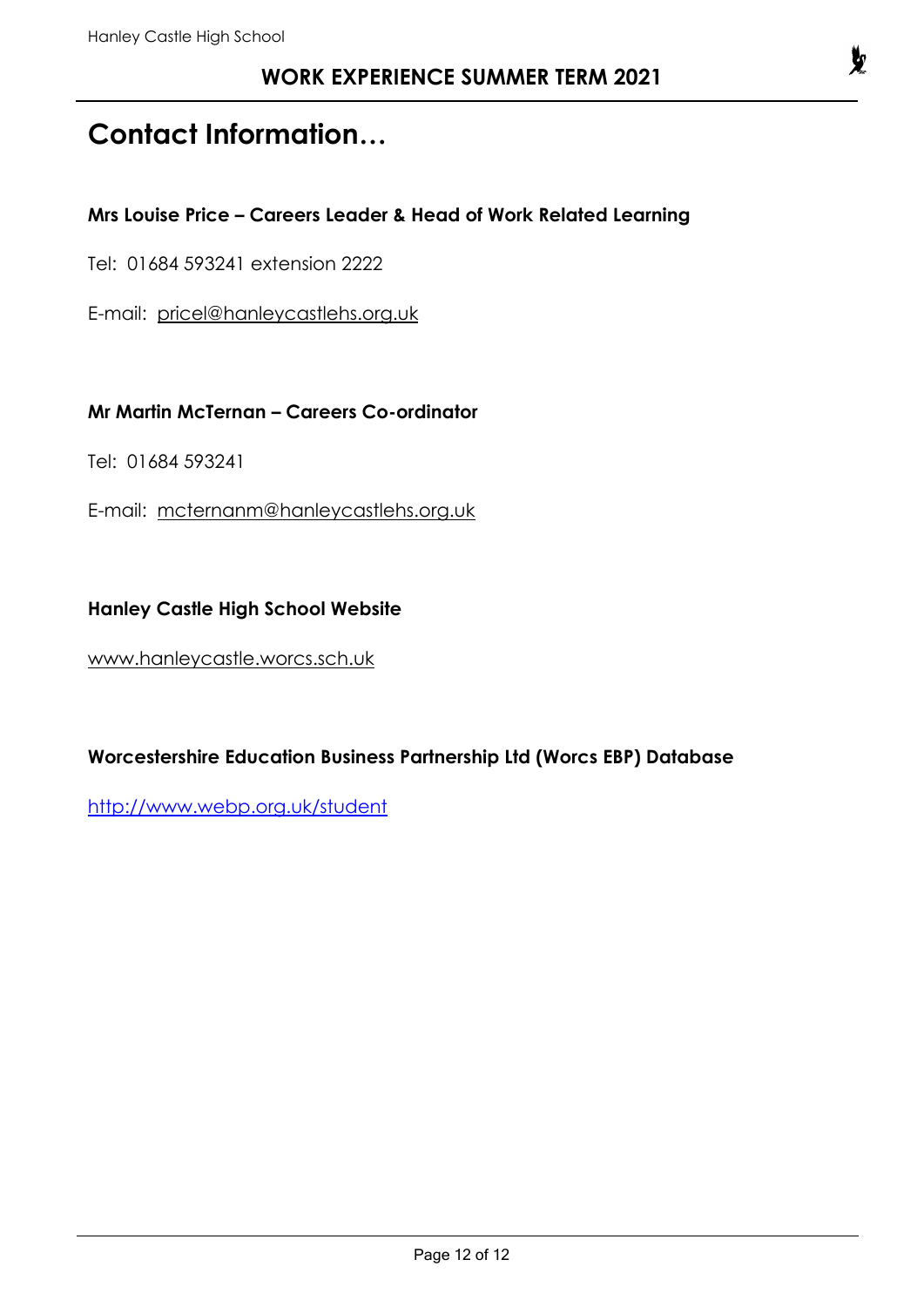# Contact Information…

**Mrs Louise Price – Careers Leader & Head of Work Related Learning**

Tel: 01684 593241 extension 2222

E-mail: pricel@hanleycastlehs.org.uk

**Mr Martin McTernan – Careers Co-ordinator**

Tel: 01684 593241

E-mail: mcternanm@hanleycastlehs.org.uk

**Hanley Castle High School Website**

www.hanleycastle.worcs.sch.uk

**Worcestershire Education Business Partnership Ltd (Worcs EBP) Database**

http://www.webp.org.uk/student